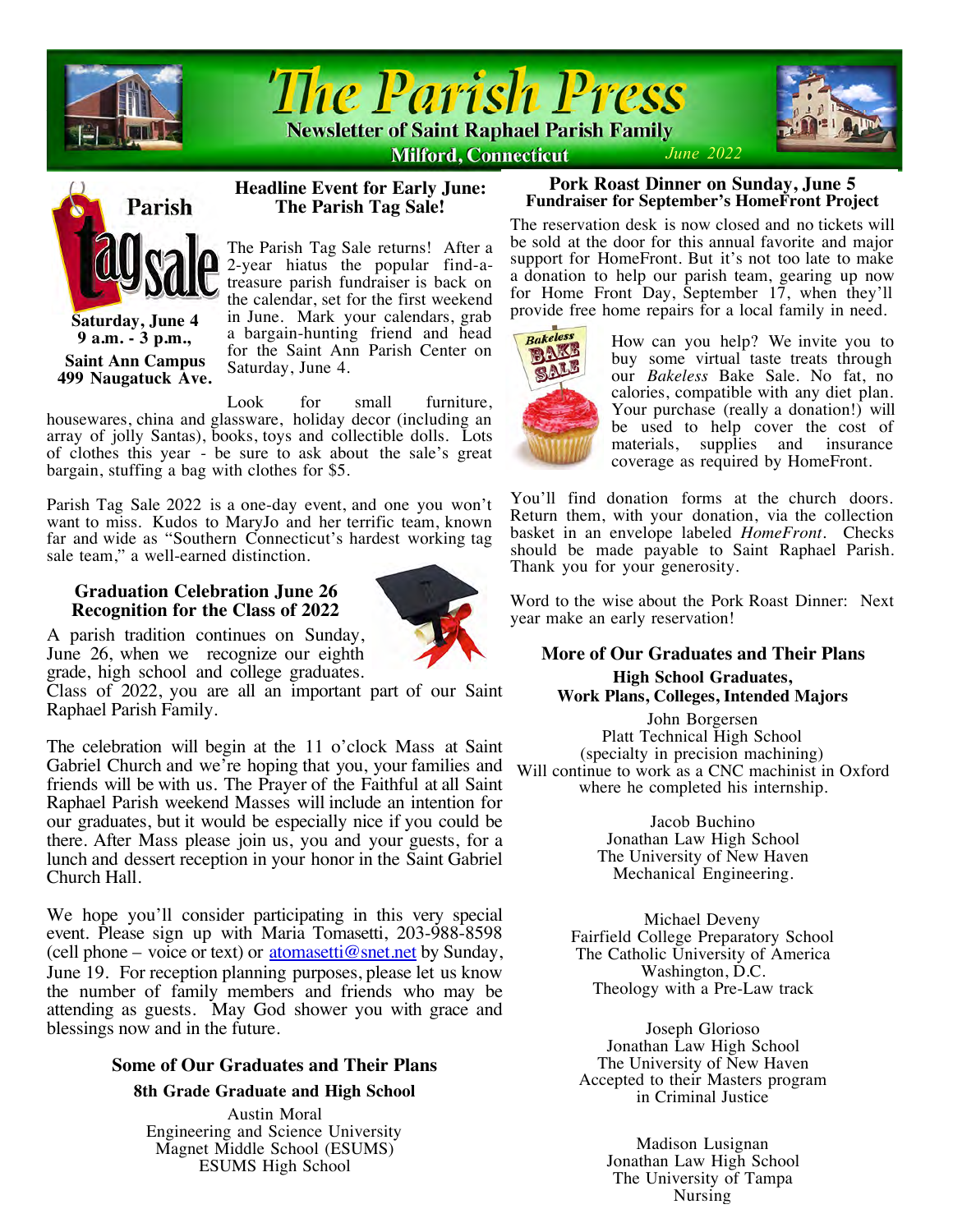# The Parish Press

**Newsletter of Saint Raphael Parish Family**

**Milford, Connecticut** *June 2022*

## Headline Event for Early June: The Parish Tag Sale!

Parish tag sale

**Saturday, June 4**
**9 a.m. - 3 p.m.,**

**Saint Ann Campus**
**499 Naugatuck Ave.**

The Parish Tag Sale returns! After a 2-year hiatus the popular find-a-treasure parish fundraiser is back on the calendar, set for the first weekend in June. Mark your calendars, grab a bargain-hunting friend and head for the Saint Ann Parish Center on Saturday, June 4.

Look for small furniture, housewares, china and glassware, holiday decor (including an array of jolly Santas), books, toys and collectible dolls. Lots of clothes this year - be sure to ask about the sale's great bargain, stuffing a bag with clothes for $5.

Parish Tag Sale 2022 is a one-day event, and one you won't want to miss. Kudos to MaryJo and her terrific team, known far and wide as "Southern Connecticut's hardest working tag sale team," a well-earned distinction.

## Graduation Celebration June 26
### Recognition for the Class of 2022

A parish tradition continues on Sunday, June 26, when we recognize our eighth grade, high school and college graduates. Class of 2022, you are all an important part of our Saint Raphael Parish Family.

The celebration will begin at the 11 o'clock Mass at Saint Gabriel Church and we're hoping that you, your families and friends will be with us. The Prayer of the Faithful at all Saint Raphael Parish weekend Masses will include an intention for our graduates, but it would be especially nice if you could be there. After Mass please join us, you and your guests, for a lunch and dessert reception in your honor in the Saint Gabriel Church Hall.

We hope you'll consider participating in this very special event. Please sign up with Maria Tomasetti, 203-988-8598 (cell phone – voice or text) or atomasetti@snet.net by Sunday, June 19. For reception planning purposes, please let us know the number of family members and friends who may be attending as guests. May God shower you with grace and blessings now and in the future.

### Some of Our Graduates and Their Plans

**8th Grade Graduate and High School**

Austin Moral
Engineering and Science University
Magnet Middle School (ESUMS)
ESUMS High School

## Pork Roast Dinner on Sunday, June 5
### Fundraiser for September's HomeFront Project

The reservation desk is now closed and no tickets will be sold at the door for this annual favorite and major support for HomeFront. But it's not too late to make a donation to help our parish team, gearing up now for Home Front Day, September 17, when they'll provide free home repairs for a local family in need.

Bakeless BAKE SALE

How can you help? We invite you to buy some virtual taste treats through our *Bakeless* Bake Sale. No fat, no calories, compatible with any diet plan. Your purchase (really a donation!) will be used to help cover the cost of materials, supplies and insurance coverage as required by HomeFront.

You'll find donation forms at the church doors. Return them, with your donation, via the collection basket in an envelope labeled *HomeFront*. Checks should be made payable to Saint Raphael Parish. Thank you for your generosity.

Word to the wise about the Pork Roast Dinner: Next year make an early reservation!

### More of Our Graduates and Their Plans

**High School Graduates, Work Plans, Colleges, Intended Majors**

John Borgersen
Platt Technical High School
(specialty in precision machining)
Will continue to work as a CNC machinist in Oxford where he completed his internship.

Jacob Buchino
Jonathan Law High School
The University of New Haven
Mechanical Engineering.

Michael Deveny
Fairfield College Preparatory School
The Catholic University of America
Washington, D.C.
Theology with a Pre-Law track

Joseph Glorioso
Jonathan Law High School
The University of New Haven
Accepted to their Masters program in Criminal Justice

Madison Lusignan
Jonathan Law High School
The University of Tampa
Nursing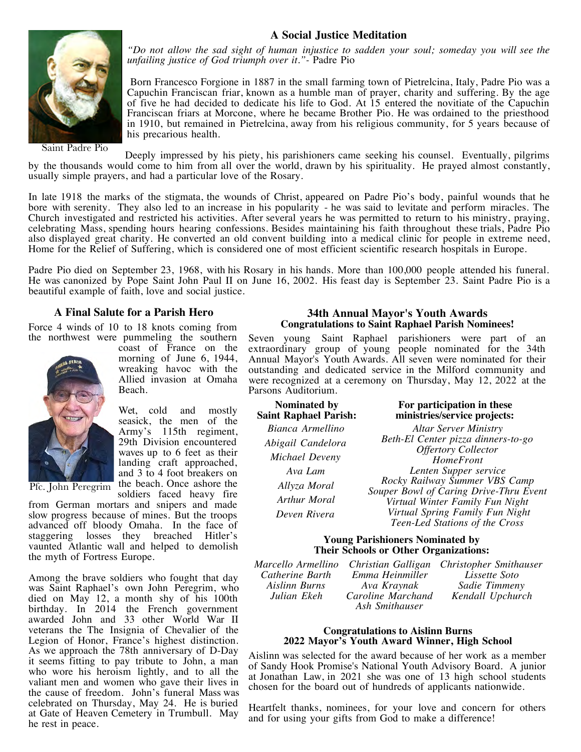## A Social Justice Meditation

Saint Padre Pio

*"Do not allow the sad sight of human injustice to sadden your soul; someday you will see the unfailing justice of God triumph over it."*- Padre Pio

Born Francesco Forgione in 1887 in the small farming town of Pietrelcina, Italy, Padre Pio was a Capuchin Franciscan friar, known as a humble man of prayer, charity and suffering. By the age of five he had decided to dedicate his life to God. At 15 entered the novitiate of the Capuchin Franciscan friars at Morcone, where he became Brother Pio. He was ordained to the priesthood in 1910, but remained in Pietrelcina, away from his religious community, for 5 years because of his precarious health.

Deeply impressed by his piety, his parishioners came seeking his counsel. Eventually, pilgrims by the thousands would come to him from all over the world, drawn by his spirituality. He prayed almost constantly, usually simple prayers, and had a particular love of the Rosary.

In late 1918 the marks of the stigmata, the wounds of Christ, appeared on Padre Pio's body, painful wounds that he bore with serenity. They also led to an increase in his popularity - he was said to levitate and perform miracles. The Church investigated and restricted his activities. After several years he was permitted to return to his ministry, praying, celebrating Mass, spending hours hearing confessions. Besides maintaining his faith throughout these trials, Padre Pio also displayed great charity. He converted an old convent building into a medical clinic for people in extreme need, Home for the Relief of Suffering, which is considered one of most efficient scientific research hospitals in Europe.

Padre Pio died on September 23, 1968, with his Rosary in his hands. More than 100,000 people attended his funeral. He was canonized by Pope Saint John Paul II on June 16, 2002. His feast day is September 23. Saint Padre Pio is a beautiful example of faith, love and social justice.

## A Final Salute for a Parish Hero

Pfc. John Peregrim

Force 4 winds of 10 to 18 knots coming from the northwest were pummeling the southern coast of France on the morning of June 6, 1944, wreaking havoc with the Allied invasion at Omaha Beach.

Wet, cold and mostly seasick, the men of the Army's 115th regiment, 29th Division encountered waves up to 6 feet as their landing craft approached, and 3 to 4 foot breakers on the beach. Once ashore the soldiers faced heavy fire from German mortars and snipers and made slow progress because of mines. But the troops advanced off bloody Omaha. In the face of staggering losses they breached Hitler's vaunted Atlantic wall and helped to demolish the myth of Fortress Europe.

Among the brave soldiers who fought that day was Saint Raphael's own John Peregrim, who died on May 12, a month shy of his 100th birthday. In 2014 the French government awarded John and 33 other World War II veterans the The Insignia of Chevalier of the Legion of Honor, France's highest distinction. As we approach the 78th anniversary of D-Day it seems fitting to pay tribute to John, a man who wore his heroism lightly, and to all the valiant men and women who gave their lives in the cause of freedom. John's funeral Mass was celebrated on Thursday, May 24. He is buried at Gate of Heaven Cemetery in Trumbull. May he rest in peace.

## 34th Annual Mayor's Youth Awards
### Congratulations to Saint Raphael Parish Nominees!

Seven young Saint Raphael parishioners were part of an extraordinary group of young people nominated for the 34th Annual Mayor's Youth Awards. All seven were nominated for their outstanding and dedicated service in the Milford community and were recognized at a ceremony on Thursday, May 12, 2022 at the Parsons Auditorium.

| Nominated by Saint Raphael Parish: | For participation in these ministries/service projects: |
|---|---|
| *Bianca Armellino* | *Altar Server Ministry* |
| *Abigail Candelora* | *Beth-El Center pizza dinners-to-go* |
| *Michael Deveny* | *Offertory Collector* |
| *Ava Lam* | *HomeFront* |
| *Allyza Moral* | *Lenten Supper service* |
| *Arthur Moral* | *Rocky Railway Summer VBS Camp* |
| *Deven Rivera* | *Souper Bowl of Caring Drive-Thru Event* |
| | *Virtual Winter Family Fun Night* |
| | *Virtual Spring Family Fun Night* |
| | *Teen-Led Stations of the Cross* |

### Young Parishioners Nominated by Their Schools or Other Organizations:

| | | |
|---|---|---|
| *Marcello Armellino* | *Christian Galligan* | *Christopher Smithauser* |
| *Catherine Barth* | *Emma Heinmiller* | *Lissette Soto* |
| *Aislinn Burns* | *Ava Kraynak* | *Sadie Timmeny* |
| *Julian Ekeh* | *Caroline Marchand* | *Kendall Upchurch* |
| | *Ash Smithauser* | |

### Congratulations to Aislinn Burns
### 2022 Mayor's Youth Award Winner, High School

Aislinn was selected for the award because of her work as a member of Sandy Hook Promise's National Youth Advisory Board. A junior at Jonathan Law, in 2021 she was one of 13 high school students chosen for the board out of hundreds of applicants nationwide.

Heartfelt thanks, nominees, for your love and concern for others and for using your gifts from God to make a difference!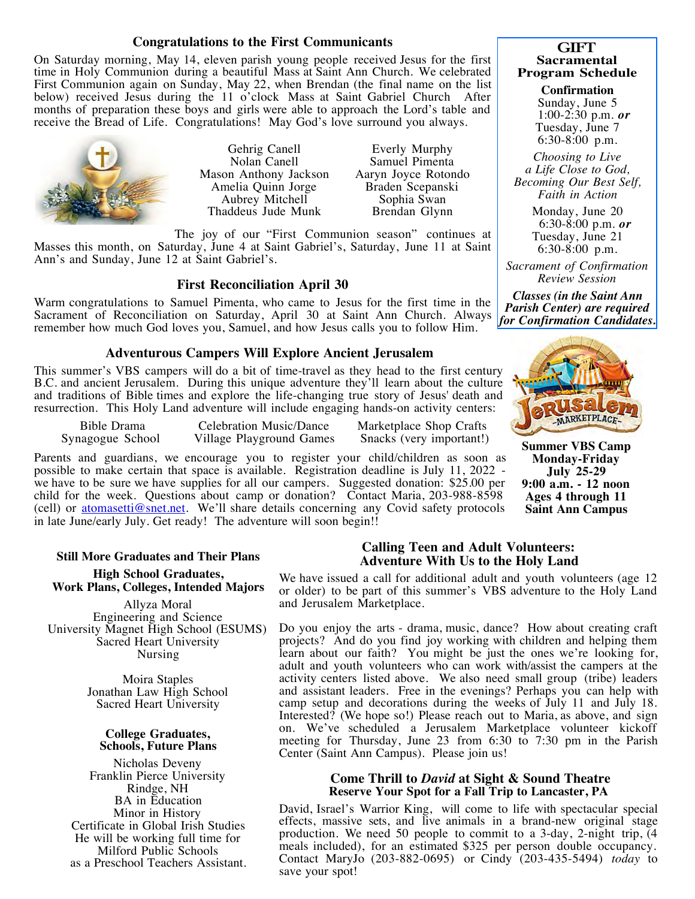## Congratulations to the First Communicants

On Saturday morning, May 14, eleven parish young people received Jesus for the first time in Holy Communion during a beautiful Mass at Saint Ann Church. We celebrated First Communion again on Sunday, May 22, when Brendan (the final name on the list below) received Jesus during the 11 o'clock Mass at Saint Gabriel Church After months of preparation these boys and girls were able to approach the Lord's table and receive the Bread of Life. Congratulations! May God's love surround you always.

Gehrig Canell
Nolan Canell
Mason Anthony Jackson
Amelia Quinn Jorge
Aubrey Mitchell
Thaddeus Jude Munk
Everly Murphy
Samuel Pimenta
Aaryn Joyce Rotondo
Braden Scepanski
Sophia Swan
Brendan Glynn

The joy of our "First Communion season" continues at Masses this month, on Saturday, June 4 at Saint Gabriel's, Saturday, June 11 at Saint Ann's and Sunday, June 12 at Saint Gabriel's.

## First Reconciliation April 30

Warm congratulations to Samuel Pimenta, who came to Jesus for the first time in the Sacrament of Reconciliation on Saturday, April 30 at Saint Ann Church. Always remember how much God loves you, Samuel, and how Jesus calls you to follow Him.

### GIFT Sacramental Program Schedule

**Confirmation**
Sunday, June 5
1:00-2:30 p.m. ***or***
Tuesday, June 7
6:30-8:00 p.m.

*Choosing to Live a Life Close to God, Becoming Our Best Self, Faith in Action*

Monday, June 20
6:30-8:00 p.m. ***or***
Tuesday, June 21
6:30-8:00 p.m.

*Sacrament of Confirmation Review Session*

***Classes (in the Saint Ann Parish Center) are required for Confirmation Candidates.***

## Adventurous Campers Will Explore Ancient Jerusalem

This summer's VBS campers will do a bit of time-travel as they head to the first century B.C. and ancient Jerusalem. During this unique adventure they'll learn about the culture and traditions of Bible times and explore the life-changing true story of Jesus' death and resurrection. This Holy Land adventure will include engaging hands-on activity centers:

| | | |
|---|---|---|
| Bible Drama | Celebration Music/Dance | Marketplace Shop Crafts |
| Synagogue School | Village Playground Games | Snacks (very important!) |

Parents and guardians, we encourage you to register your child/children as soon as possible to make certain that space is available. Registration deadline is July 11, 2022 - we have to be sure we have supplies for all our campers. Suggested donation: $25.00 per child for the week. Questions about camp or donation? Contact Maria, 203-988-8598 (cell) or atomasetti@snet.net. We'll share details concerning any Covid safety protocols in late June/early July. Get ready! The adventure will soon begin!!

**Summer VBS Camp**
**Monday-Friday**
**July 25-29**
**9:00 a.m. - 12 noon**
**Ages 4 through 11**
**Saint Ann Campus**

## Still More Graduates and Their Plans

### High School Graduates, Work Plans, Colleges, Intended Majors

Allyza Moral
Engineering and Science
University Magnet High School (ESUMS)
Sacred Heart University
Nursing

Moira Staples
Jonathan Law High School
Sacred Heart University

### College Graduates, Schools, Future Plans

Nicholas Deveny
Franklin Pierce University
Rindge, NH
BA in Education
Minor in History
Certificate in Global Irish Studies
He will be working full time for Milford Public Schools as a Preschool Teachers Assistant.

## Calling Teen and Adult Volunteers: Adventure With Us to the Holy Land

We have issued a call for additional adult and youth volunteers (age 12 or older) to be part of this summer's VBS adventure to the Holy Land and Jerusalem Marketplace.

Do you enjoy the arts - drama, music, dance? How about creating craft projects? And do you find joy working with children and helping them learn about our faith? You might be just the ones we're looking for, adult and youth volunteers who can work with/assist the campers at the activity centers listed above. We also need small group (tribe) leaders and assistant leaders. Free in the evenings? Perhaps you can help with camp setup and decorations during the weeks of July 11 and July 18. Interested? (We hope so!) Please reach out to Maria, as above, and sign on. We've scheduled a Jerusalem Marketplace volunteer kickoff meeting for Thursday, June 23 from 6:30 to 7:30 pm in the Parish Center (Saint Ann Campus). Please join us!

## Come Thrill to *David* at Sight & Sound Theatre
### Reserve Your Spot for a Fall Trip to Lancaster, PA

David, Israel's Warrior King, will come to life with spectacular special effects, massive sets, and live animals in a brand-new original stage production. We need 50 people to commit to a 3-day, 2-night trip, (4 meals included), for an estimated $325 per person double occupancy. Contact MaryJo (203-882-0695) or Cindy (203-435-5494) *today* to save your spot!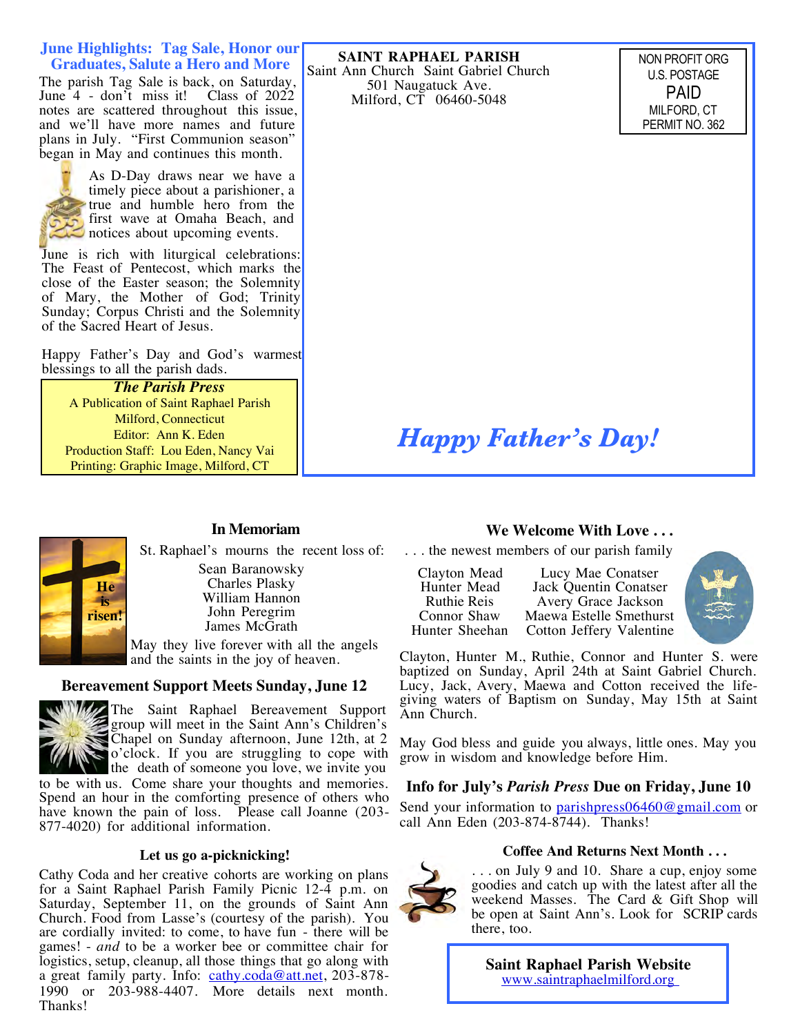## June Highlights: Tag Sale, Honor our Graduates, Salute a Hero and More

The parish Tag Sale is back, on Saturday, June 4 - don't miss it! Class of 2022 notes are scattered throughout this issue, and we'll have more names and future plans in July. "First Communion season" began in May and continues this month.

As D-Day draws near we have a timely piece about a parishioner, a true and humble hero from the first wave at Omaha Beach, and notices about upcoming events.

June is rich with liturgical celebrations: The Feast of Pentecost, which marks the close of the Easter season; the Solemnity of Mary, the Mother of God; Trinity Sunday; Corpus Christi and the Solemnity of the Sacred Heart of Jesus.

Happy Father's Day and God's warmest blessings to all the parish dads.

***The Parish Press***
A Publication of Saint Raphael Parish
Milford, Connecticut
Editor: Ann K. Eden
Production Staff: Lou Eden, Nancy Vai
Printing: Graphic Image, Milford, CT

**SAINT RAPHAEL PARISH**
Saint Ann Church Saint Gabriel Church
501 Naugatuck Ave.
Milford, CT 06460-5048

NON PROFIT ORG
U.S. POSTAGE
PAID
MILFORD, CT
PERMIT NO. 362

***Happy Father's Day!***

### In Memoriam

He is risen!

St. Raphael's mourns the recent loss of:

Sean Baranowsky
Charles Plasky
William Hannon
John Peregrim
James McGrath

May they live forever with all the angels and the saints in the joy of heaven.

### Bereavement Support Meets Sunday, June 12

The Saint Raphael Bereavement Support group will meet in the Saint Ann's Children's Chapel on Sunday afternoon, June 12th, at 2 o'clock. If you are struggling to cope with the death of someone you love, we invite you to be with us. Come share your thoughts and memories. Spend an hour in the comforting presence of others who have known the pain of loss. Please call Joanne (203-877-4020) for additional information.

### Let us go a-picknicking!

Cathy Coda and her creative cohorts are working on plans for a Saint Raphael Parish Family Picnic 12-4 p.m. on Saturday, September 11, on the grounds of Saint Ann Church. Food from Lasse's (courtesy of the parish). You are cordially invited: to come, to have fun - there will be games! - *and* to be a worker bee or committee chair for logistics, setup, cleanup, all those things that go along with a great family party. Info: cathy.coda@att.net, 203-878-1990 or 203-988-4407. More details next month. Thanks!

### We Welcome With Love . . .

. . . the newest members of our parish family

| | |
|---|---|
| Clayton Mead | Lucy Mae Conatser |
| Hunter Mead | Jack Quentin Conatser |
| Ruthie Reis | Avery Grace Jackson |
| Connor Shaw | Maewa Estelle Smethurst |
| Hunter Sheehan | Cotton Jeffery Valentine |

Clayton, Hunter M., Ruthie, Connor and Hunter S. were baptized on Sunday, April 24th at Saint Gabriel Church. Lucy, Jack, Avery, Maewa and Cotton received the life-giving waters of Baptism on Sunday, May 15th at Saint Ann Church.

May God bless and guide you always, little ones. May you grow in wisdom and knowledge before Him.

### Info for July's *Parish Press* Due on Friday, June 10

Send your information to parishpress06460@gmail.com or call Ann Eden (203-874-8744). Thanks!

### Coffee And Returns Next Month . . .

. . . on July 9 and 10. Share a cup, enjoy some goodies and catch up with the latest after all the weekend Masses. The Card & Gift Shop will be open at Saint Ann's. Look for SCRIP cards there, too.

**Saint Raphael Parish Website**
www.saintraphaelmilford.org